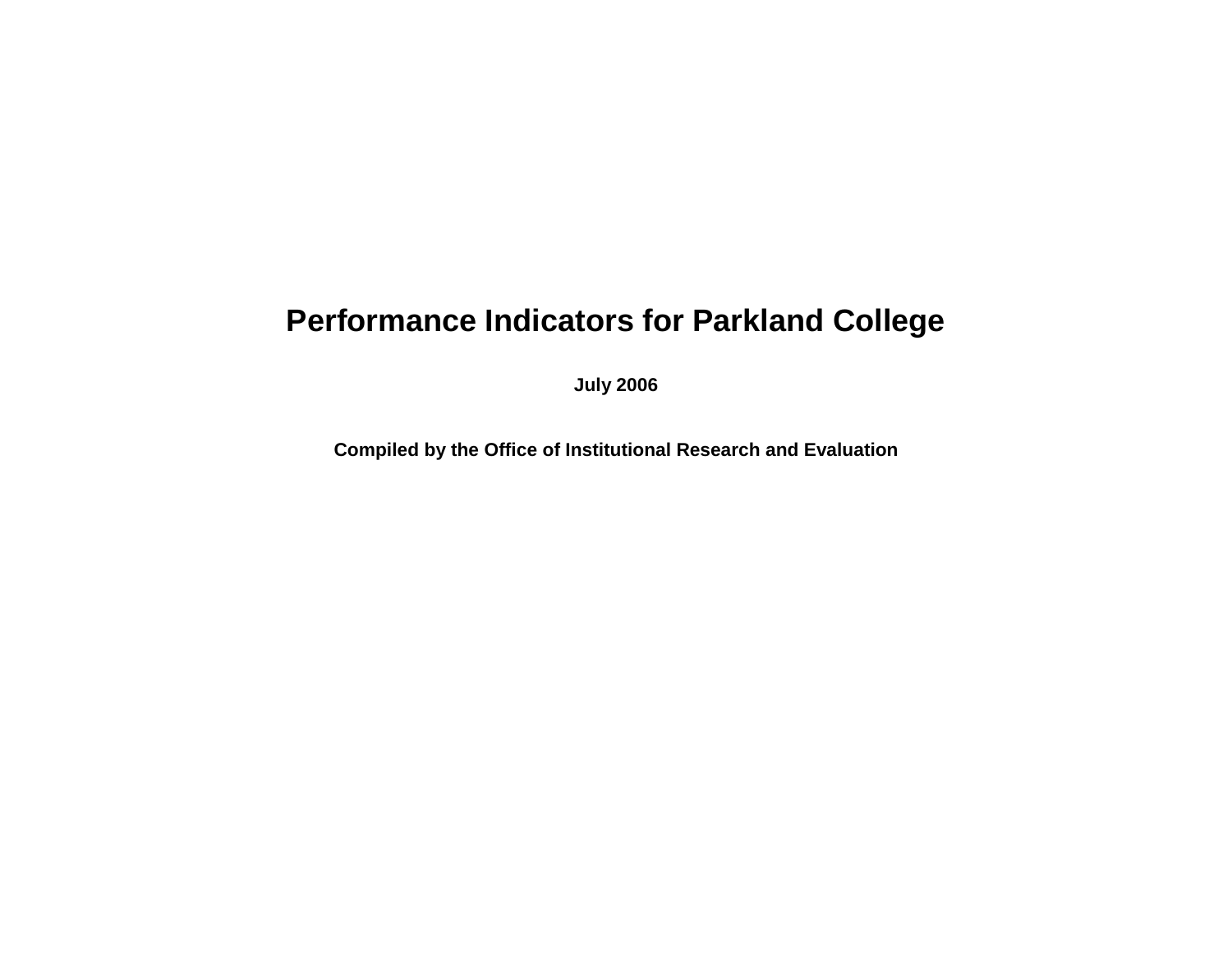# Performance Indicators for Parkland College

**July 2006**

**Compiled by the Office of Institutional Research and Evaluation**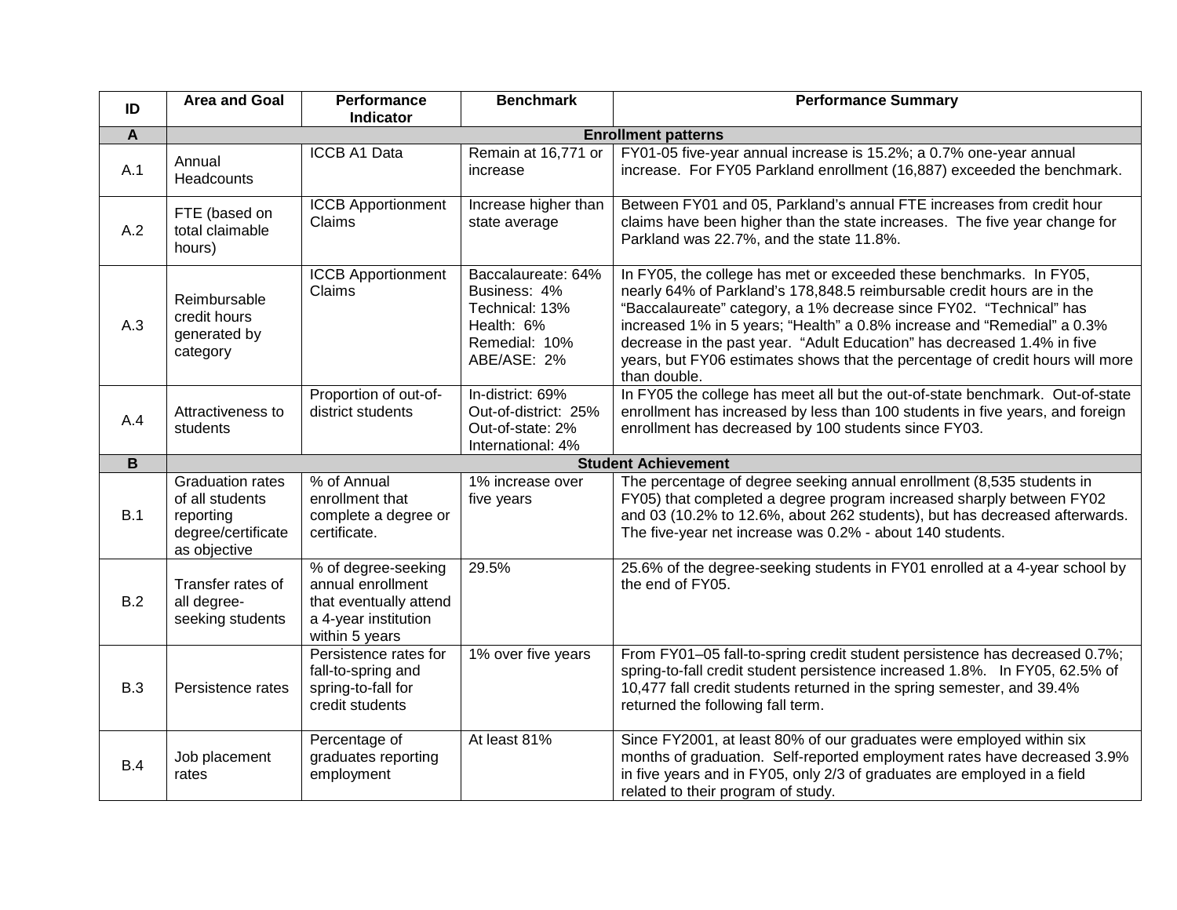| ID | Area and Goal | Performance Indicator | Benchmark | Performance Summary |
|---|---|---|---|---|
| **A** | **Enrollment patterns** | | | |
| A.1 | Annual Headcounts | ICCB A1 Data | Remain at 16,771 or increase | FY01-05 five-year annual increase is 15.2%; a 0.7% one-year annual increase. For FY05 Parkland enrollment (16,887) exceeded the benchmark. |
| A.2 | FTE (based on total claimable hours) | ICCB Apportionment Claims | Increase higher than state average | Between FY01 and 05, Parkland's annual FTE increases from credit hour claims have been higher than the state increases. The five year change for Parkland was 22.7%, and the state 11.8%. |
| A.3 | Reimbursable credit hours generated by category | ICCB Apportionment Claims | Baccalaureate: 64%<br>Business: 4%<br>Technical: 13%<br>Health: 6%<br>Remedial: 10%<br>ABE/ASE: 2% | In FY05, the college has met or exceeded these benchmarks. In FY05, nearly 64% of Parkland's 178,848.5 reimbursable credit hours are in the "Baccalaureate" category, a 1% decrease since FY02. "Technical" has increased 1% in 5 years; "Health" a 0.8% increase and "Remedial" a 0.3% decrease in the past year. "Adult Education" has decreased 1.4% in five years, but FY06 estimates shows that the percentage of credit hours will more than double. |
| A.4 | Attractiveness to students | Proportion of out-of-district students | In-district: 69%<br>Out-of-district: 25%<br>Out-of-state: 2%<br>International: 4% | In FY05 the college has meet all but the out-of-state benchmark. Out-of-state enrollment has increased by less than 100 students in five years, and foreign enrollment has decreased by 100 students since FY03. |
| **B** | **Student Achievement** | | | |
| B.1 | Graduation rates of all students reporting degree/certificate as objective | % of Annual enrollment that complete a degree or certificate. | 1% increase over five years | The percentage of degree seeking annual enrollment (8,535 students in FY05) that completed a degree program increased sharply between FY02 and 03 (10.2% to 12.6%, about 262 students), but has decreased afterwards. The five-year net increase was 0.2% - about 140 students. |
| B.2 | Transfer rates of all degree-seeking students | % of degree-seeking annual enrollment that eventually attend a 4-year institution within 5 years | 29.5% | 25.6% of the degree-seeking students in FY01 enrolled at a 4-year school by the end of FY05. |
| B.3 | Persistence rates | Persistence rates for fall-to-spring and spring-to-fall for credit students | 1% over five years | From FY01–05 fall-to-spring credit student persistence has decreased 0.7%; spring-to-fall credit student persistence increased 1.8%. In FY05, 62.5% of 10,477 fall credit students returned in the spring semester, and 39.4% returned the following fall term. |
| B.4 | Job placement rates | Percentage of graduates reporting employment | At least 81% | Since FY2001, at least 80% of our graduates were employed within six months of graduation. Self-reported employment rates have decreased 3.9% in five years and in FY05, only 2/3 of graduates are employed in a field related to their program of study. |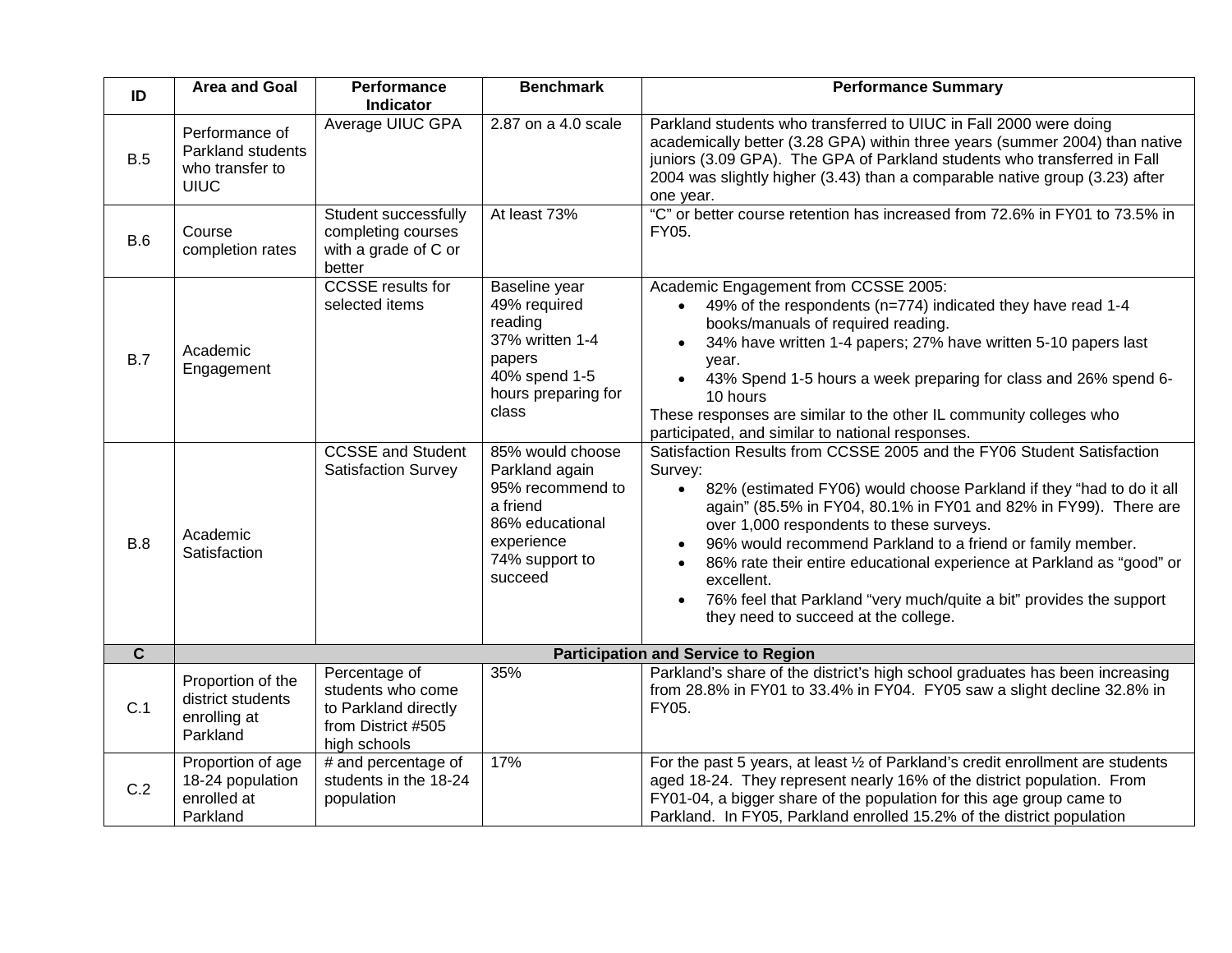| ID | Area and Goal | Performance Indicator | Benchmark | Performance Summary |
|---|---|---|---|---|
| B.5 | Performance of Parkland students who transfer to UIUC | Average UIUC GPA | 2.87 on a 4.0 scale | Parkland students who transferred to UIUC in Fall 2000 were doing academically better (3.28 GPA) within three years (summer 2004) than native juniors (3.09 GPA). The GPA of Parkland students who transferred in Fall 2004 was slightly higher (3.43) than a comparable native group (3.23) after one year. |
| B.6 | Course completion rates | Student successfully completing courses with a grade of C or better | At least 73% | "C" or better course retention has increased from 72.6% in FY01 to 73.5% in FY05. |
| B.7 | Academic Engagement | CCSSE results for selected items | Baseline year<br>49% required reading<br>37% written 1-4 papers<br>40% spend 1-5 hours preparing for class | Academic Engagement from CCSSE 2005:<br>• 49% of the respondents (n=774) indicated they have read 1-4 books/manuals of required reading.<br>• 34% have written 1-4 papers; 27% have written 5-10 papers last year.<br>• 43% Spend 1-5 hours a week preparing for class and 26% spend 6-10 hours<br>These responses are similar to the other IL community colleges who participated, and similar to national responses. |
| B.8 | Academic Satisfaction | CCSSE and Student Satisfaction Survey | 85% would choose Parkland again<br>95% recommend to a friend<br>86% educational experience<br>74% support to succeed | Satisfaction Results from CCSSE 2005 and the FY06 Student Satisfaction Survey:<br>• 82% (estimated FY06) would choose Parkland if they "had to do it all again" (85.5% in FY04, 80.1% in FY01 and 82% in FY99). There are over 1,000 respondents to these surveys.<br>• 96% would recommend Parkland to a friend or family member.<br>• 86% rate their entire educational experience at Parkland as "good" or excellent.<br>• 76% feel that Parkland "very much/quite a bit" provides the support they need to succeed at the college. |
| **C** | **Participation and Service to Region** | | | |
| C.1 | Proportion of the district students enrolling at Parkland | Percentage of students who come to Parkland directly from District #505 high schools | 35% | Parkland's share of the district's high school graduates has been increasing from 28.8% in FY01 to 33.4% in FY04. FY05 saw a slight decline 32.8% in FY05. |
| C.2 | Proportion of age 18-24 population enrolled at Parkland | # and percentage of students in the 18-24 population | 17% | For the past 5 years, at least ½ of Parkland's credit enrollment are students aged 18-24. They represent nearly 16% of the district population. From FY01-04, a bigger share of the population for this age group came to Parkland. In FY05, Parkland enrolled 15.2% of the district population |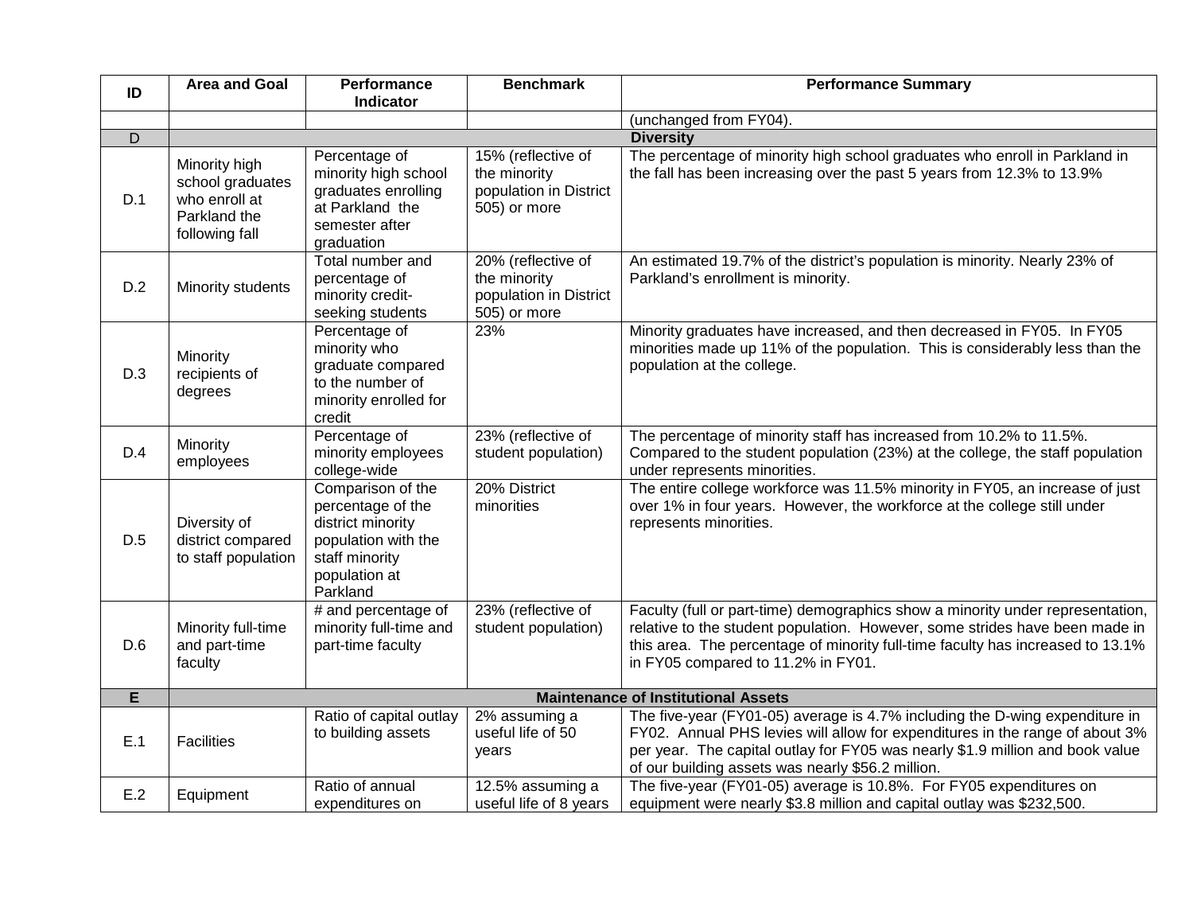| ID | Area and Goal | Performance Indicator | Benchmark | Performance Summary |
|---|---|---|---|---|
| | | | | (unchanged from FY04). |
| D | **Diversity** | | | |
| D.1 | Minority high school graduates who enroll at Parkland the following fall | Percentage of minority high school graduates enrolling at Parkland the semester after graduation | 15% (reflective of the minority population in District 505) or more | The percentage of minority high school graduates who enroll in Parkland in the fall has been increasing over the past 5 years from 12.3% to 13.9% |
| D.2 | Minority students | Total number and percentage of minority credit-seeking students | 20% (reflective of the minority population in District 505) or more | An estimated 19.7% of the district's population is minority. Nearly 23% of Parkland's enrollment is minority. |
| D.3 | Minority recipients of degrees | Percentage of minority who graduate compared to the number of minority enrolled for credit | 23% | Minority graduates have increased, and then decreased in FY05. In FY05 minorities made up 11% of the population. This is considerably less than the population at the college. |
| D.4 | Minority employees | Percentage of minority employees college-wide | 23% (reflective of student population) | The percentage of minority staff has increased from 10.2% to 11.5%. Compared to the student population (23%) at the college, the staff population under represents minorities. |
| D.5 | Diversity of district compared to staff population | Comparison of the percentage of the district minority population with the staff minority population at Parkland | 20% District minorities | The entire college workforce was 11.5% minority in FY05, an increase of just over 1% in four years. However, the workforce at the college still under represents minorities. |
| D.6 | Minority full-time and part-time faculty | # and percentage of minority full-time and part-time faculty | 23% (reflective of student population) | Faculty (full or part-time) demographics show a minority under representation, relative to the student population. However, some strides have been made in this area. The percentage of minority full-time faculty has increased to 13.1% in FY05 compared to 11.2% in FY01. |
| **E** | **Maintenance of Institutional Assets** | | | |
| E.1 | Facilities | Ratio of capital outlay to building assets | 2% assuming a useful life of 50 years | The five-year (FY01-05) average is 4.7% including the D-wing expenditure in FY02. Annual PHS levies will allow for expenditures in the range of about 3% per year. The capital outlay for FY05 was nearly $1.9 million and book value of our building assets was nearly $56.2 million. |
| E.2 | Equipment | Ratio of annual expenditures on | 12.5% assuming a useful life of 8 years | The five-year (FY01-05) average is 10.8%. For FY05 expenditures on equipment were nearly $3.8 million and capital outlay was $232,500. |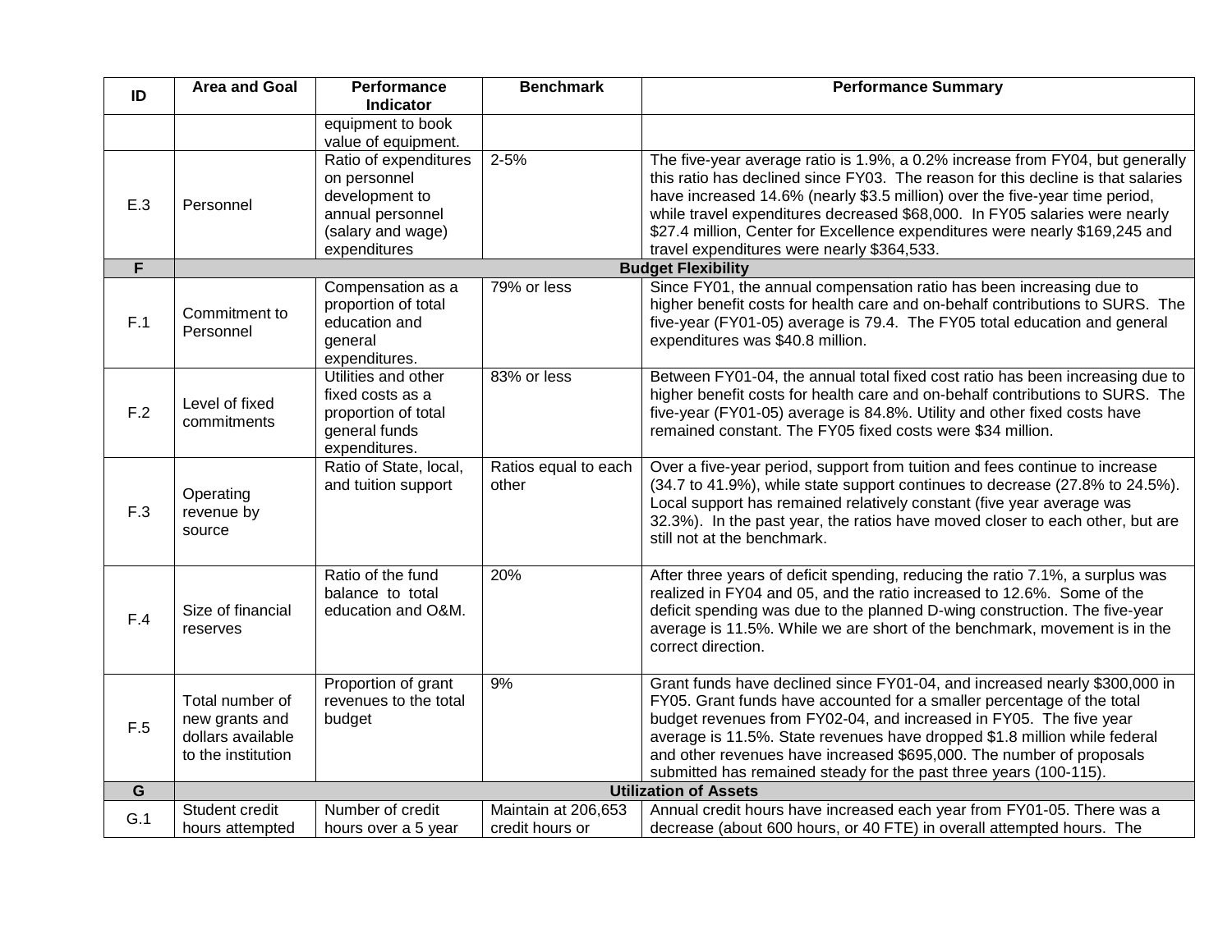| ID | Area and Goal | Performance Indicator | Benchmark | Performance Summary |
|---|---|---|---|---|
| | | equipment to book value of equipment. | | |
| E.3 | Personnel | Ratio of expenditures on personnel development to annual personnel (salary and wage) expenditures | 2-5% | The five-year average ratio is 1.9%, a 0.2% increase from FY04, but generally this ratio has declined since FY03. The reason for this decline is that salaries have increased 14.6% (nearly $3.5 million) over the five-year time period, while travel expenditures decreased $68,000. In FY05 salaries were nearly $27.4 million, Center for Excellence expenditures were nearly $169,245 and travel expenditures were nearly $364,533. |
| **F** | **Budget Flexibility** | | | |
| F.1 | Commitment to Personnel | Compensation as a proportion of total education and general expenditures. | 79% or less | Since FY01, the annual compensation ratio has been increasing due to higher benefit costs for health care and on-behalf contributions to SURS. The five-year (FY01-05) average is 79.4. The FY05 total education and general expenditures was $40.8 million. |
| F.2 | Level of fixed commitments | Utilities and other fixed costs as a proportion of total general funds expenditures. | 83% or less | Between FY01-04, the annual total fixed cost ratio has been increasing due to higher benefit costs for health care and on-behalf contributions to SURS. The five-year (FY01-05) average is 84.8%. Utility and other fixed costs have remained constant. The FY05 fixed costs were $34 million. |
| F.3 | Operating revenue by source | Ratio of State, local, and tuition support | Ratios equal to each other | Over a five-year period, support from tuition and fees continue to increase (34.7 to 41.9%), while state support continues to decrease (27.8% to 24.5%). Local support has remained relatively constant (five year average was 32.3%). In the past year, the ratios have moved closer to each other, but are still not at the benchmark. |
| F.4 | Size of financial reserves | Ratio of the fund balance to total education and O&M. | 20% | After three years of deficit spending, reducing the ratio 7.1%, a surplus was realized in FY04 and 05, and the ratio increased to 12.6%. Some of the deficit spending was due to the planned D-wing construction. The five-year average is 11.5%. While we are short of the benchmark, movement is in the correct direction. |
| F.5 | Total number of new grants and dollars available to the institution | Proportion of grant revenues to the total budget | 9% | Grant funds have declined since FY01-04, and increased nearly $300,000 in FY05. Grant funds have accounted for a smaller percentage of the total budget revenues from FY02-04, and increased in FY05. The five year average is 11.5%. State revenues have dropped $1.8 million while federal and other revenues have increased $695,000. The number of proposals submitted has remained steady for the past three years (100-115). |
| **G** | **Utilization of Assets** | | | |
| G.1 | Student credit hours attempted | Number of credit hours over a 5 year | Maintain at 206,653 credit hours or | Annual credit hours have increased each year from FY01-05. There was a decrease (about 600 hours, or 40 FTE) in overall attempted hours. The |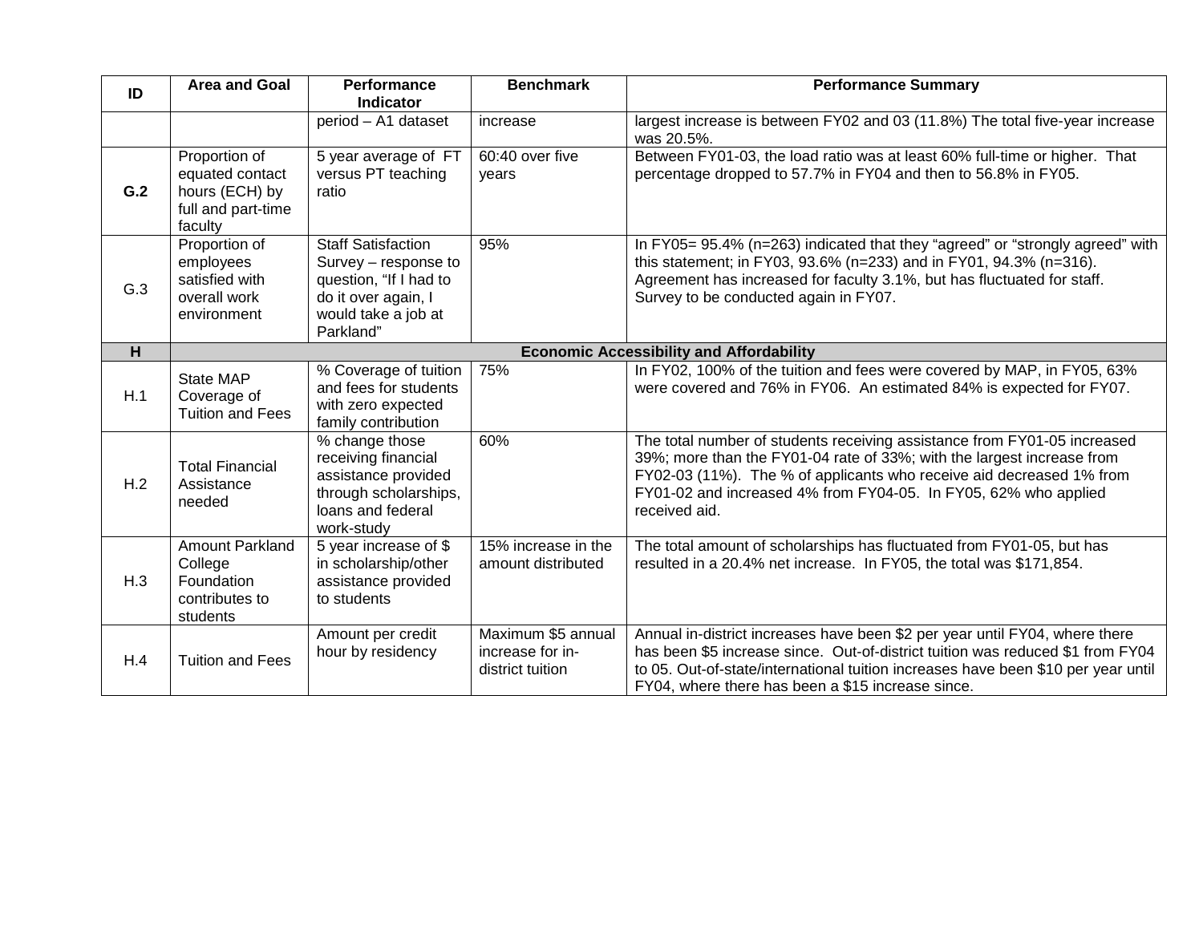| ID | Area and Goal | Performance Indicator | Benchmark | Performance Summary |
|---|---|---|---|---|
| | | period – A1 dataset | increase | largest increase is between FY02 and 03 (11.8%) The total five-year increase was 20.5%. |
| **G.2** | Proportion of equated contact hours (ECH) by full and part-time faculty | 5 year average of FT versus PT teaching ratio | 60:40 over five years | Between FY01-03, the load ratio was at least 60% full-time or higher. That percentage dropped to 57.7% in FY04 and then to 56.8% in FY05. |
| G.3 | Proportion of employees satisfied with overall work environment | Staff Satisfaction Survey – response to question, "If I had to do it over again, I would take a job at Parkland" | 95% | In FY05= 95.4% (n=263) indicated that they "agreed" or "strongly agreed" with this statement; in FY03, 93.6% (n=233) and in FY01, 94.3% (n=316). Agreement has increased for faculty 3.1%, but has fluctuated for staff. Survey to be conducted again in FY07. |
| **H** | **Economic Accessibility and Affordability** | | | |
| H.1 | State MAP Coverage of Tuition and Fees | % Coverage of tuition and fees for students with zero expected family contribution | 75% | In FY02, 100% of the tuition and fees were covered by MAP, in FY05, 63% were covered and 76% in FY06. An estimated 84% is expected for FY07. |
| H.2 | Total Financial Assistance needed | % change those receiving financial assistance provided through scholarships, loans and federal work-study | 60% | The total number of students receiving assistance from FY01-05 increased 39%; more than the FY01-04 rate of 33%; with the largest increase from FY02-03 (11%). The % of applicants who receive aid decreased 1% from FY01-02 and increased 4% from FY04-05. In FY05, 62% who applied received aid. |
| H.3 | Amount Parkland College Foundation contributes to students | 5 year increase of $ in scholarship/other assistance provided to students | 15% increase in the amount distributed | The total amount of scholarships has fluctuated from FY01-05, but has resulted in a 20.4% net increase. In FY05, the total was $171,854. |
| H.4 | Tuition and Fees | Amount per credit hour by residency | Maximum $5 annual increase for in-district tuition | Annual in-district increases have been $2 per year until FY04, where there has been $5 increase since. Out-of-district tuition was reduced $1 from FY04 to 05. Out-of-state/international tuition increases have been $10 per year until FY04, where there has been a $15 increase since. |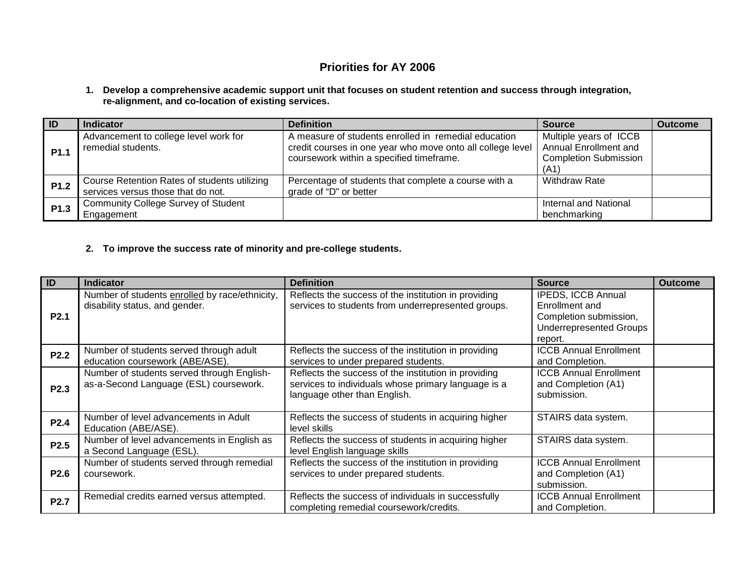# Priorities for AY 2006

1. **Develop a comprehensive academic support unit that focuses on student retention and success through integration, re-alignment, and co-location of existing services.**

| ID | Indicator | Definition | Source | Outcome |
|---|---|---|---|---|
| **P1.1** | Advancement to college level work for remedial students. | A measure of students enrolled in remedial education credit courses in one year who move onto all college level coursework within a specified timeframe. | Multiple years of ICCB Annual Enrollment and Completion Submission (A1) | |
| **P1.2** | Course Retention Rates of students utilizing services versus those that do not. | Percentage of students that complete a course with a grade of "D" or better | Withdraw Rate | |
| **P1.3** | Community College Survey of Student Engagement | | Internal and National benchmarking | |

2. **To improve the success rate of minority and pre-college students.**

| ID | Indicator | Definition | Source | Outcome |
|---|---|---|---|---|
| **P2.1** | Number of students enrolled by race/ethnicity, disability status, and gender. | Reflects the success of the institution in providing services to students from underrepresented groups. | IPEDS, ICCB Annual Enrollment and Completion submission, Underrepresented Groups report. | |
| **P2.2** | Number of students served through adult education coursework (ABE/ASE). | Reflects the success of the institution in providing services to under prepared students. | ICCB Annual Enrollment and Completion. | |
| **P2.3** | Number of students served through English-as-a-Second Language (ESL) coursework. | Reflects the success of the institution in providing services to individuals whose primary language is a language other than English. | ICCB Annual Enrollment and Completion (A1) submission. | |
| **P2.4** | Number of level advancements in Adult Education (ABE/ASE). | Reflects the success of students in acquiring higher level skills | STAIRS data system. | |
| **P2.5** | Number of level advancements in English as a Second Language (ESL). | Reflects the success of students in acquiring higher level English language skills | STAIRS data system. | |
| **P2.6** | Number of students served through remedial coursework. | Reflects the success of the institution in providing services to under prepared students. | ICCB Annual Enrollment and Completion (A1) submission. | |
| **P2.7** | Remedial credits earned versus attempted. | Reflects the success of individuals in successfully completing remedial coursework/credits. | ICCB Annual Enrollment and Completion. | |